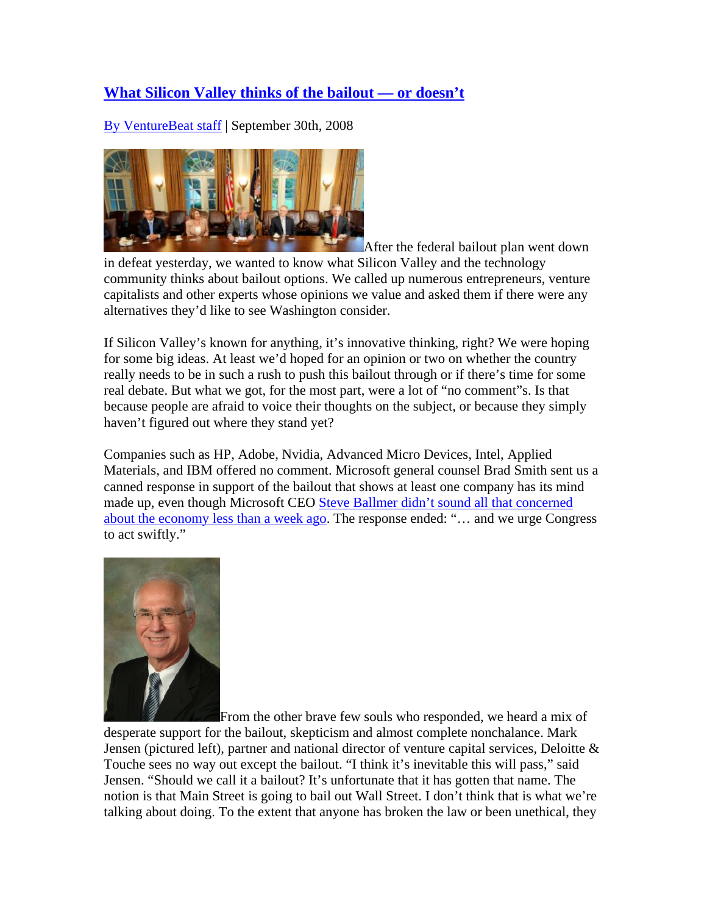# What Silicon Valley thinks of the bailout — or doesn't

By VentureBeat staff | September 30th, 2008

After the federal bailout plan went down in defeat yesterday, we wanted to know what Silicon Valley and the technology community thinks about bailout options. We called up numerous entrepreneurs, venture capitalists and other experts whose opinions we value and asked them if there were any alternatives they'd like to see Washington consider.

If Silicon Valley's known for anything, it's innovative thinking, right? We were hoping for some big ideas. At least we'd hoped for an opinion or two on whether the country really needs to be in such a rush to push this bailout through or if there's time for some real debate. But what we got, for the most part, were a lot of "no comment"s. Is that because people are afraid to voice their thoughts on the subject, or because they simply haven't figured out where they stand yet?

Companies such as HP, Adobe, Nvidia, Advanced Micro Devices, Intel, Applied Materials, and IBM offered no comment. Microsoft general counsel Brad Smith sent us a canned response in support of the bailout that shows at least one company has its mind made up, even though Microsoft CEO Steve Ballmer didn't sound all that concerned about the economy less than a week ago. The response ended: "… and we urge Congress to act swiftly."

From the other brave few souls who responded, we heard a mix of desperate support for the bailout, skepticism and almost complete nonchalance. Mark Jensen (pictured left), partner and national director of venture capital services, Deloitte & Touche sees no way out except the bailout. "I think it's inevitable this will pass," said Jensen. "Should we call it a bailout? It's unfortunate that it has gotten that name. The notion is that Main Street is going to bail out Wall Street. I don't think that is what we're talking about doing. To the extent that anyone has broken the law or been unethical, they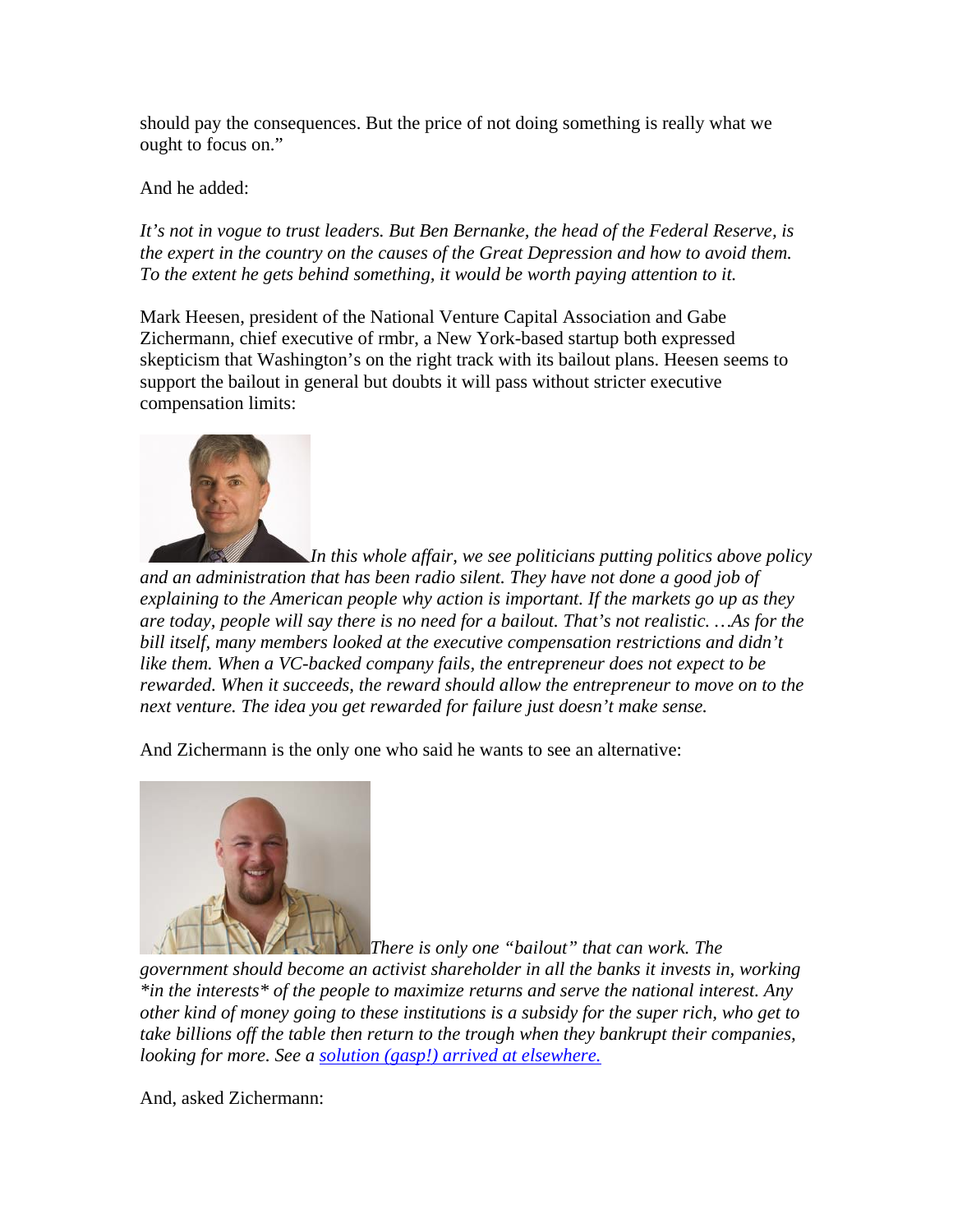should pay the consequences. But the price of not doing something is really what we ought to focus on."

And he added:

*It's not in vogue to trust leaders. But Ben Bernanke, the head of the Federal Reserve, is the expert in the country on the causes of the Great Depression and how to avoid them. To the extent he gets behind something, it would be worth paying attention to it.*

Mark Heesen, president of the National Venture Capital Association and Gabe Zichermann, chief executive of rmbr, a New York-based startup both expressed skepticism that Washington's on the right track with its bailout plans. Heesen seems to support the bailout in general but doubts it will pass without stricter executive compensation limits:

*In this whole affair, we see politicians putting politics above policy and an administration that has been radio silent. They have not done a good job of explaining to the American people why action is important. If the markets go up as they are today, people will say there is no need for a bailout. That's not realistic. …As for the bill itself, many members looked at the executive compensation restrictions and didn't like them. When a VC-backed company fails, the entrepreneur does not expect to be rewarded. When it succeeds, the reward should allow the entrepreneur to move on to the next venture. The idea you get rewarded for failure just doesn't make sense.*

And Zichermann is the only one who said he wants to see an alternative:

*There is only one "bailout" that can work. The government should become an activist shareholder in all the banks it invests in, working *in the interests* of the people to maximize returns and serve the national interest. Any other kind of money going to these institutions is a subsidy for the super rich, who get to take billions off the table then return to the trough when they bankrupt their companies, looking for more. See a [solution (gasp!) arrived at elsewhere.]()*

And, asked Zichermann: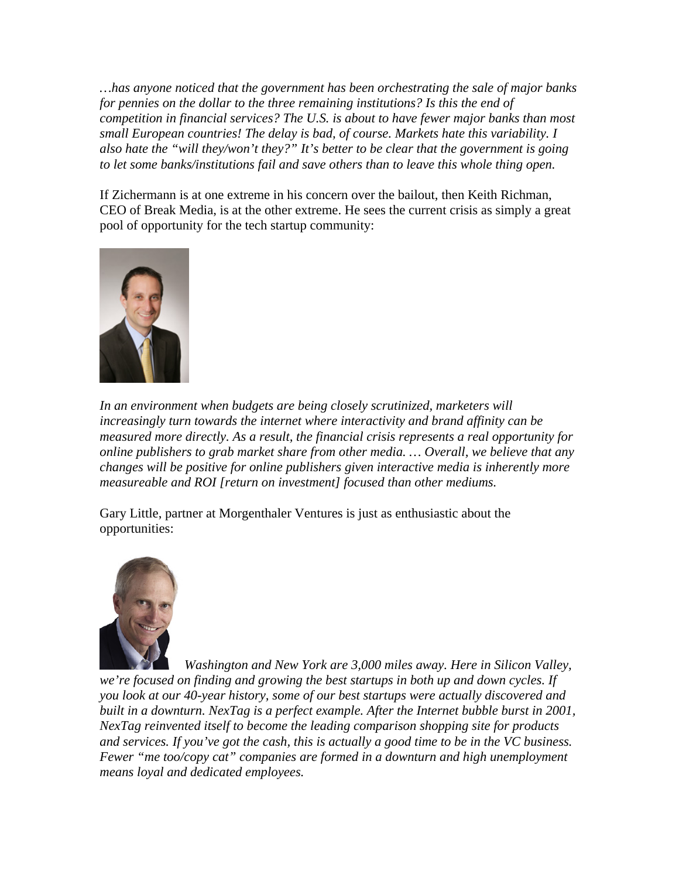*…has anyone noticed that the government has been orchestrating the sale of major banks for pennies on the dollar to the three remaining institutions? Is this the end of competition in financial services? The U.S. is about to have fewer major banks than most small European countries! The delay is bad, of course. Markets hate this variability. I also hate the "will they/won't they?" It's better to be clear that the government is going to let some banks/institutions fail and save others than to leave this whole thing open.*

If Zichermann is at one extreme in his concern over the bailout, then Keith Richman, CEO of Break Media, is at the other extreme. He sees the current crisis as simply a great pool of opportunity for the tech startup community:

*In an environment when budgets are being closely scrutinized, marketers will increasingly turn towards the internet where interactivity and brand affinity can be measured more directly. As a result, the financial crisis represents a real opportunity for online publishers to grab market share from other media. … Overall, we believe that any changes will be positive for online publishers given interactive media is inherently more measureable and ROI [return on investment] focused than other mediums.*

Gary Little, partner at Morgenthaler Ventures is just as enthusiastic about the opportunities:

*Washington and New York are 3,000 miles away. Here in Silicon Valley, we're focused on finding and growing the best startups in both up and down cycles. If you look at our 40-year history, some of our best startups were actually discovered and built in a downturn. NexTag is a perfect example. After the Internet bubble burst in 2001, NexTag reinvented itself to become the leading comparison shopping site for products and services. If you've got the cash, this is actually a good time to be in the VC business. Fewer "me too/copy cat" companies are formed in a downturn and high unemployment means loyal and dedicated employees.*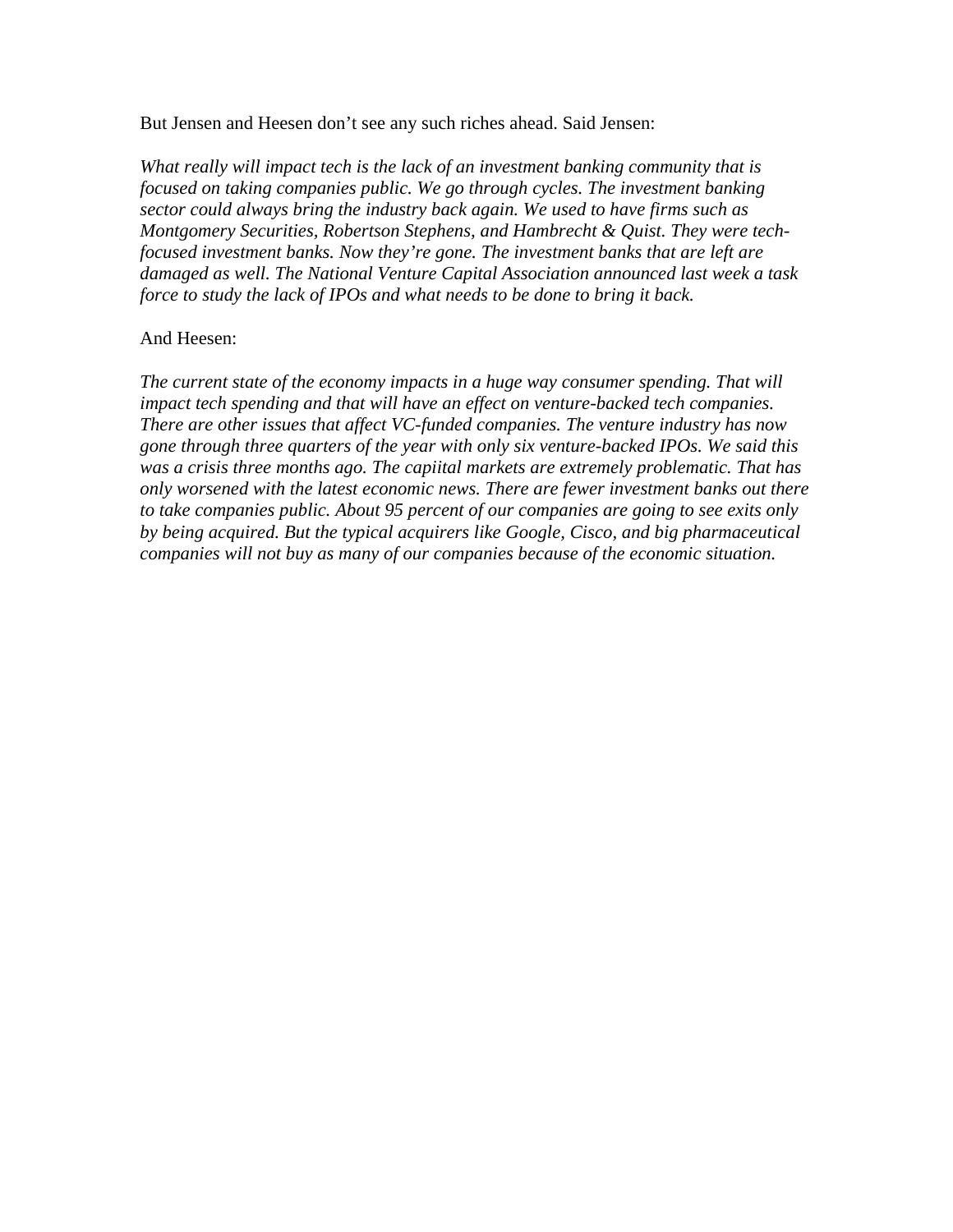But Jensen and Heesen don't see any such riches ahead. Said Jensen:

*What really will impact tech is the lack of an investment banking community that is focused on taking companies public. We go through cycles. The investment banking sector could always bring the industry back again. We used to have firms such as Montgomery Securities, Robertson Stephens, and Hambrecht & Quist. They were tech-focused investment banks. Now they're gone. The investment banks that are left are damaged as well. The National Venture Capital Association announced last week a task force to study the lack of IPOs and what needs to be done to bring it back.*

And Heesen:

*The current state of the economy impacts in a huge way consumer spending. That will impact tech spending and that will have an effect on venture-backed tech companies. There are other issues that affect VC-funded companies. The venture industry has now gone through three quarters of the year with only six venture-backed IPOs. We said this was a crisis three months ago. The capiital markets are extremely problematic. That has only worsened with the latest economic news. There are fewer investment banks out there to take companies public. About 95 percent of our companies are going to see exits only by being acquired. But the typical acquirers like Google, Cisco, and big pharmaceutical companies will not buy as many of our companies because of the economic situation.*